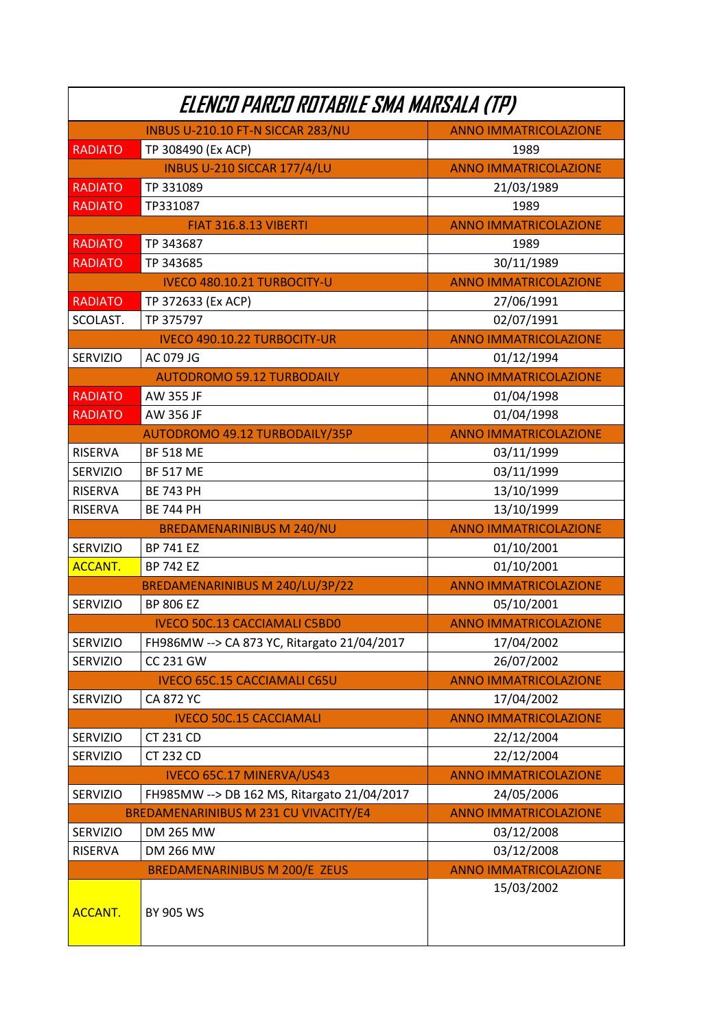# *ELENCO PARCO ROTABILE SMA MARSALA (TP)*

| | INBUS U-210.10 FT-N SICCAR 283/NU | ANNO IMMATRICOLAZIONE |
|---|---|---|
| RADIATO | TP 308490 (Ex ACP) | 1989 |
| | INBUS U-210 SICCAR 177/4/LU | ANNO IMMATRICOLAZIONE |
| RADIATO | TP 331089 | 21/03/1989 |
| RADIATO | TP331087 | 1989 |
| | FIAT 316.8.13 VIBERTI | ANNO IMMATRICOLAZIONE |
| RADIATO | TP 343687 | 1989 |
| RADIATO | TP 343685 | 30/11/1989 |
| | IVECO 480.10.21 TURBOCITY-U | ANNO IMMATRICOLAZIONE |
| RADIATO | TP 372633 (Ex ACP) | 27/06/1991 |
| SCOLAST. | TP 375797 | 02/07/1991 |
| | IVECO 490.10.22 TURBOCITY-UR | ANNO IMMATRICOLAZIONE |
| SERVIZIO | AC 079 JG | 01/12/1994 |
| | AUTODROMO 59.12 TURBODAILY | ANNO IMMATRICOLAZIONE |
| RADIATO | AW 355 JF | 01/04/1998 |
| RADIATO | AW 356 JF | 01/04/1998 |
| | AUTODROMO 49.12 TURBODAILY/35P | ANNO IMMATRICOLAZIONE |
| RISERVA | BF 518 ME | 03/11/1999 |
| SERVIZIO | BF 517 ME | 03/11/1999 |
| RISERVA | BE 743 PH | 13/10/1999 |
| RISERVA | BE 744 PH | 13/10/1999 |
| | BREDAMENARINIBUS M 240/NU | ANNO IMMATRICOLAZIONE |
| SERVIZIO | BP 741 EZ | 01/10/2001 |
| ACCANT. | BP 742 EZ | 01/10/2001 |
| | BREDAMENARINIBUS M 240/LU/3P/22 | ANNO IMMATRICOLAZIONE |
| SERVIZIO | BP 806 EZ | 05/10/2001 |
| | IVECO 50C.13 CACCIAMALI C5BD0 | ANNO IMMATRICOLAZIONE |
| SERVIZIO | FH986MW --> CA 873 YC, Ritargato 21/04/2017 | 17/04/2002 |
| SERVIZIO | CC 231 GW | 26/07/2002 |
| | IVECO 65C.15 CACCIAMALI C65U | ANNO IMMATRICOLAZIONE |
| SERVIZIO | CA 872 YC | 17/04/2002 |
| | IVECO 50C.15 CACCIAMALI | ANNO IMMATRICOLAZIONE |
| SERVIZIO | CT 231 CD | 22/12/2004 |
| SERVIZIO | CT 232 CD | 22/12/2004 |
| | IVECO 65C.17 MINERVA/US43 | ANNO IMMATRICOLAZIONE |
| SERVIZIO | FH985MW --> DB 162 MS, Ritargato 21/04/2017 | 24/05/2006 |
| | BREDAMENARINIBUS M 231 CU VIVACITY/E4 | ANNO IMMATRICOLAZIONE |
| SERVIZIO | DM 265 MW | 03/12/2008 |
| RISERVA | DM 266 MW | 03/12/2008 |
| | BREDAMENARINIBUS M 200/E ZEUS | ANNO IMMATRICOLAZIONE |
| ACCANT. | BY 905 WS | 15/03/2002 |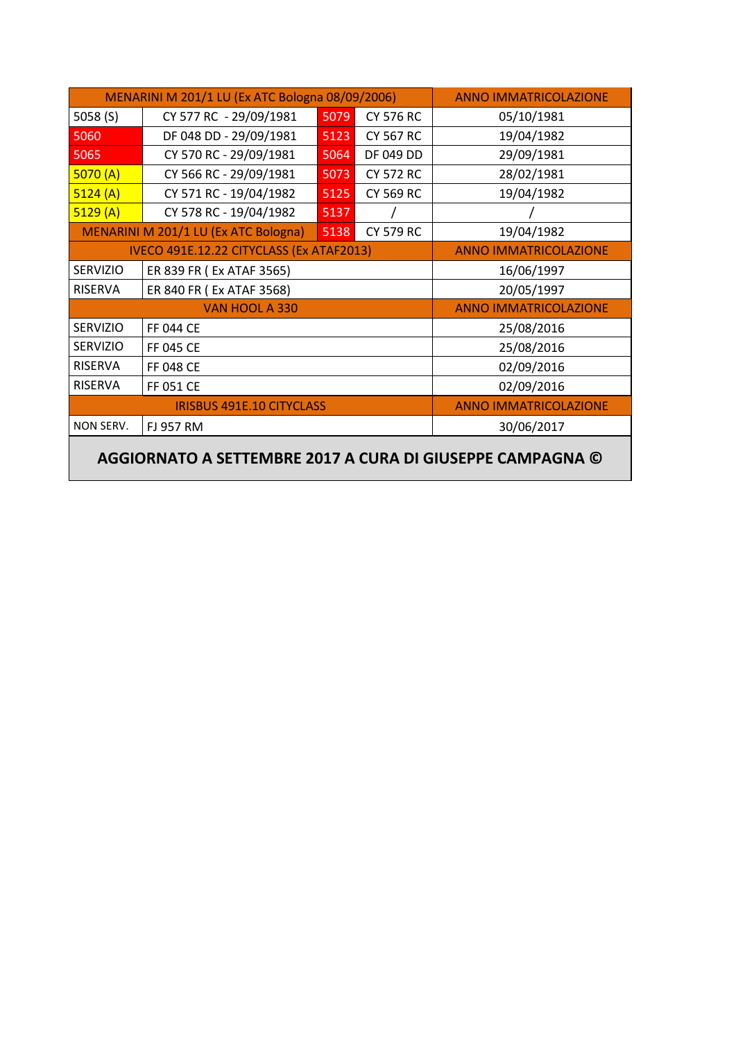| MENARINI M 201/1 LU (Ex ATC Bologna 08/09/2006) | | | | ANNO IMMATRICOLAZIONE |
|---|---|---|---|---|
| 5058 (S) | CY 577 RC - 29/09/1981 | 5079 | CY 576 RC | 05/10/1981 |
| 5060 | DF 048 DD - 29/09/1981 | 5123 | CY 567 RC | 19/04/1982 |
| 5065 | CY 570 RC - 29/09/1981 | 5064 | DF 049 DD | 29/09/1981 |
| 5070 (A) | CY 566 RC - 29/09/1981 | 5073 | CY 572 RC | 28/02/1981 |
| 5124 (A) | CY 571 RC - 19/04/1982 | 5125 | CY 569 RC | 19/04/1982 |
| 5129 (A) | CY 578 RC - 19/04/1982 | 5137 | / | / |
| MENARINI M 201/1 LU (Ex ATC Bologna) | | 5138 | CY 579 RC | 19/04/1982 |
| IVECO 491E.12.22 CITYCLASS (Ex ATAF2013) | | | | ANNO IMMATRICOLAZIONE |
| SERVIZIO | ER 839 FR ( Ex ATAF 3565) | | | 16/06/1997 |
| RISERVA | ER 840 FR ( Ex ATAF 3568) | | | 20/05/1997 |
| VAN HOOL A 330 | | | | ANNO IMMATRICOLAZIONE |
| SERVIZIO | FF 044 CE | | | 25/08/2016 |
| SERVIZIO | FF 045 CE | | | 25/08/2016 |
| RISERVA | FF 048 CE | | | 02/09/2016 |
| RISERVA | FF 051 CE | | | 02/09/2016 |
| IRISBUS 491E.10 CITYCLASS | | | | ANNO IMMATRICOLAZIONE |
| NON SERV. | FJ 957 RM | | | 30/06/2017 |

**AGGIORNATO A SETTEMBRE 2017 A CURA DI GIUSEPPE CAMPAGNA ©**